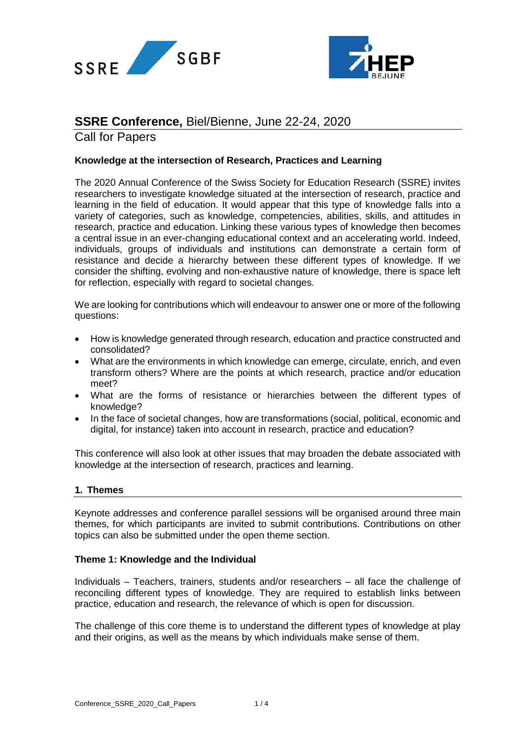# **SSRE Conference,** Biel/Bienne, June 22-24, 2020

Call for Papers

**Knowledge at the intersection of Research, Practices and Learning**

The 2020 Annual Conference of the Swiss Society for Education Research (SSRE) invites researchers to investigate knowledge situated at the intersection of research, practice and learning in the field of education. It would appear that this type of knowledge falls into a variety of categories, such as knowledge, competencies, abilities, skills, and attitudes in research, practice and education. Linking these various types of knowledge then becomes a central issue in an ever-changing educational context and an accelerating world. Indeed, individuals, groups of individuals and institutions can demonstrate a certain form of resistance and decide a hierarchy between these different types of knowledge. If we consider the shifting, evolving and non-exhaustive nature of knowledge, there is space left for reflection, especially with regard to societal changes.

We are looking for contributions which will endeavour to answer one or more of the following questions:

- How is knowledge generated through research, education and practice constructed and consolidated?
- What are the environments in which knowledge can emerge, circulate, enrich, and even transform others? Where are the points at which research, practice and/or education meet?
- What are the forms of resistance or hierarchies between the different types of knowledge?
- In the face of societal changes, how are transformations (social, political, economic and digital, for instance) taken into account in research, practice and education?

This conference will also look at other issues that may broaden the debate associated with knowledge at the intersection of research, practices and learning.

## 1. Themes

Keynote addresses and conference parallel sessions will be organised around three main themes, for which participants are invited to submit contributions. Contributions on other topics can also be submitted under the open theme section.

### Theme 1: Knowledge and the Individual

Individuals – Teachers, trainers, students and/or researchers – all face the challenge of reconciling different types of knowledge. They are required to establish links between practice, education and research, the relevance of which is open for discussion.

The challenge of this core theme is to understand the different types of knowledge at play and their origins, as well as the means by which individuals make sense of them.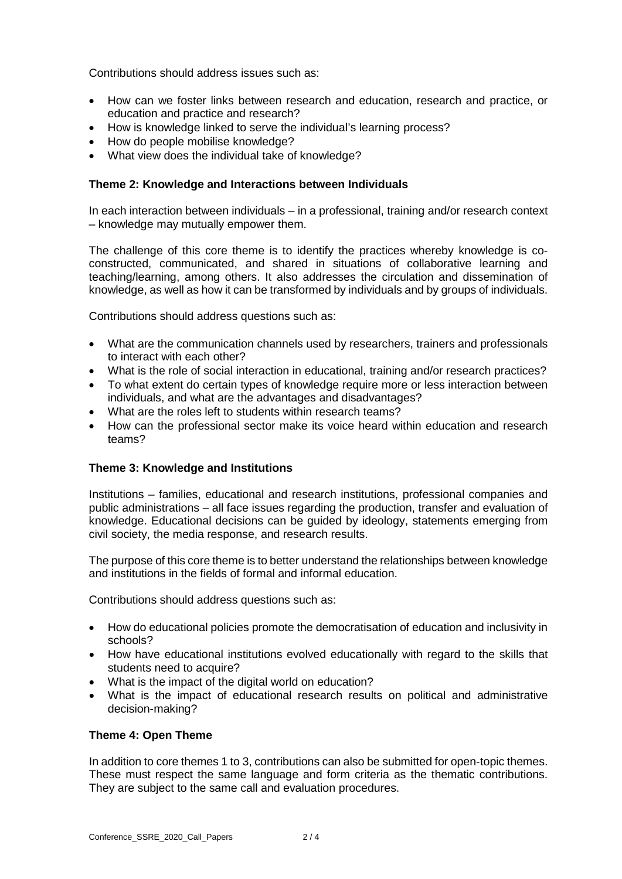Contributions should address issues such as:

- How can we foster links between research and education, research and practice, or education and practice and research?
- How is knowledge linked to serve the individual's learning process?
- How do people mobilise knowledge?
- What view does the individual take of knowledge?

**Theme 2: Knowledge and Interactions between Individuals**

In each interaction between individuals – in a professional, training and/or research context – knowledge may mutually empower them.

The challenge of this core theme is to identify the practices whereby knowledge is co-constructed, communicated, and shared in situations of collaborative learning and teaching/learning, among others. It also addresses the circulation and dissemination of knowledge, as well as how it can be transformed by individuals and by groups of individuals.

Contributions should address questions such as:

- What are the communication channels used by researchers, trainers and professionals to interact with each other?
- What is the role of social interaction in educational, training and/or research practices?
- To what extent do certain types of knowledge require more or less interaction between individuals, and what are the advantages and disadvantages?
- What are the roles left to students within research teams?
- How can the professional sector make its voice heard within education and research teams?

**Theme 3: Knowledge and Institutions**

Institutions – families, educational and research institutions, professional companies and public administrations – all face issues regarding the production, transfer and evaluation of knowledge. Educational decisions can be guided by ideology, statements emerging from civil society, the media response, and research results.

The purpose of this core theme is to better understand the relationships between knowledge and institutions in the fields of formal and informal education.

Contributions should address questions such as:

- How do educational policies promote the democratisation of education and inclusivity in schools?
- How have educational institutions evolved educationally with regard to the skills that students need to acquire?
- What is the impact of the digital world on education?
- What is the impact of educational research results on political and administrative decision-making?

**Theme 4: Open Theme**

In addition to core themes 1 to 3, contributions can also be submitted for open-topic themes. These must respect the same language and form criteria as the thematic contributions. They are subject to the same call and evaluation procedures.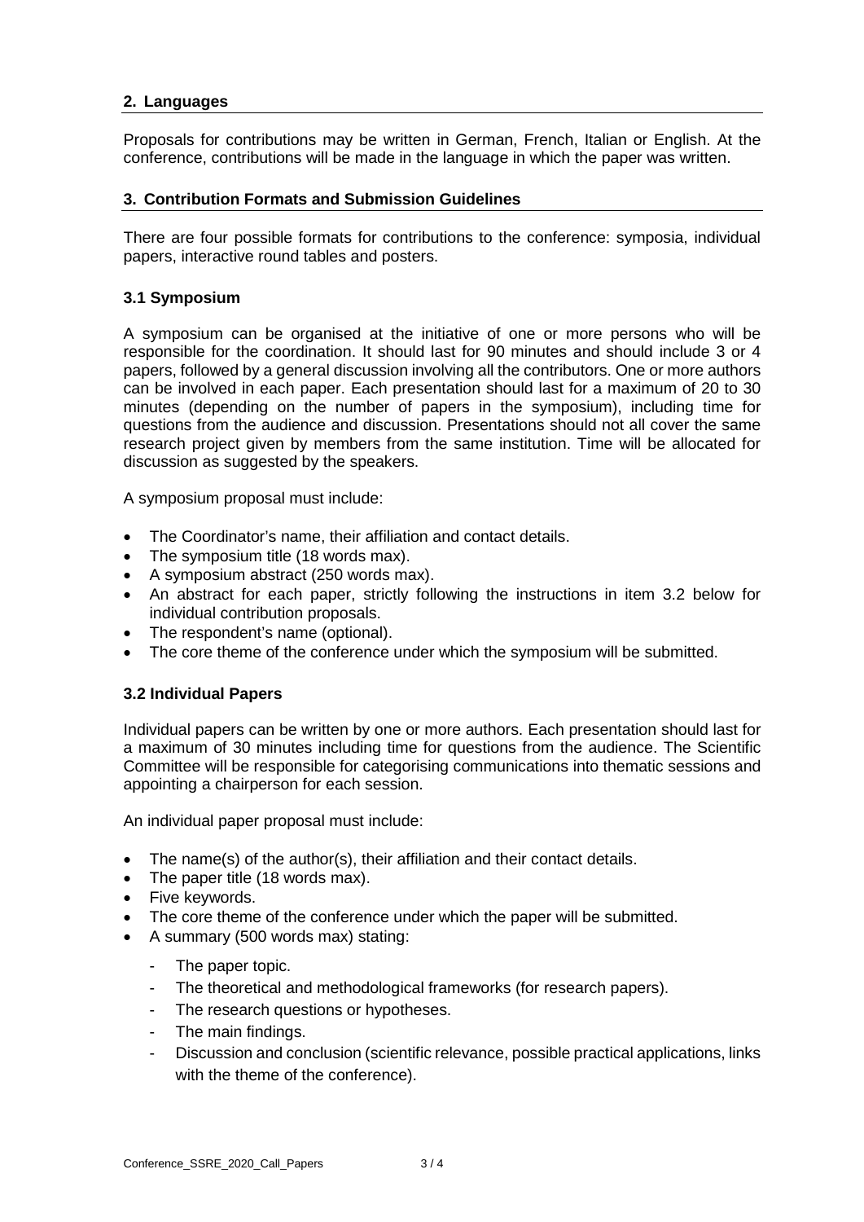## 2. Languages

Proposals for contributions may be written in German, French, Italian or English. At the conference, contributions will be made in the language in which the paper was written.

## 3. Contribution Formats and Submission Guidelines

There are four possible formats for contributions to the conference: symposia, individual papers, interactive round tables and posters.

### 3.1 Symposium

A symposium can be organised at the initiative of one or more persons who will be responsible for the coordination. It should last for 90 minutes and should include 3 or 4 papers, followed by a general discussion involving all the contributors. One or more authors can be involved in each paper. Each presentation should last for a maximum of 20 to 30 minutes (depending on the number of papers in the symposium), including time for questions from the audience and discussion. Presentations should not all cover the same research project given by members from the same institution. Time will be allocated for discussion as suggested by the speakers.

A symposium proposal must include:

- The Coordinator's name, their affiliation and contact details.
- The symposium title (18 words max).
- A symposium abstract (250 words max).
- An abstract for each paper, strictly following the instructions in item 3.2 below for individual contribution proposals.
- The respondent's name (optional).
- The core theme of the conference under which the symposium will be submitted.

### 3.2 Individual Papers

Individual papers can be written by one or more authors. Each presentation should last for a maximum of 30 minutes including time for questions from the audience. The Scientific Committee will be responsible for categorising communications into thematic sessions and appointing a chairperson for each session.

An individual paper proposal must include:

- The name(s) of the author(s), their affiliation and their contact details.
- The paper title (18 words max).
- Five keywords.
- The core theme of the conference under which the paper will be submitted.
- A summary (500 words max) stating:
  - The paper topic.
  - The theoretical and methodological frameworks (for research papers).
  - The research questions or hypotheses.
  - The main findings.
  - Discussion and conclusion (scientific relevance, possible practical applications, links with the theme of the conference).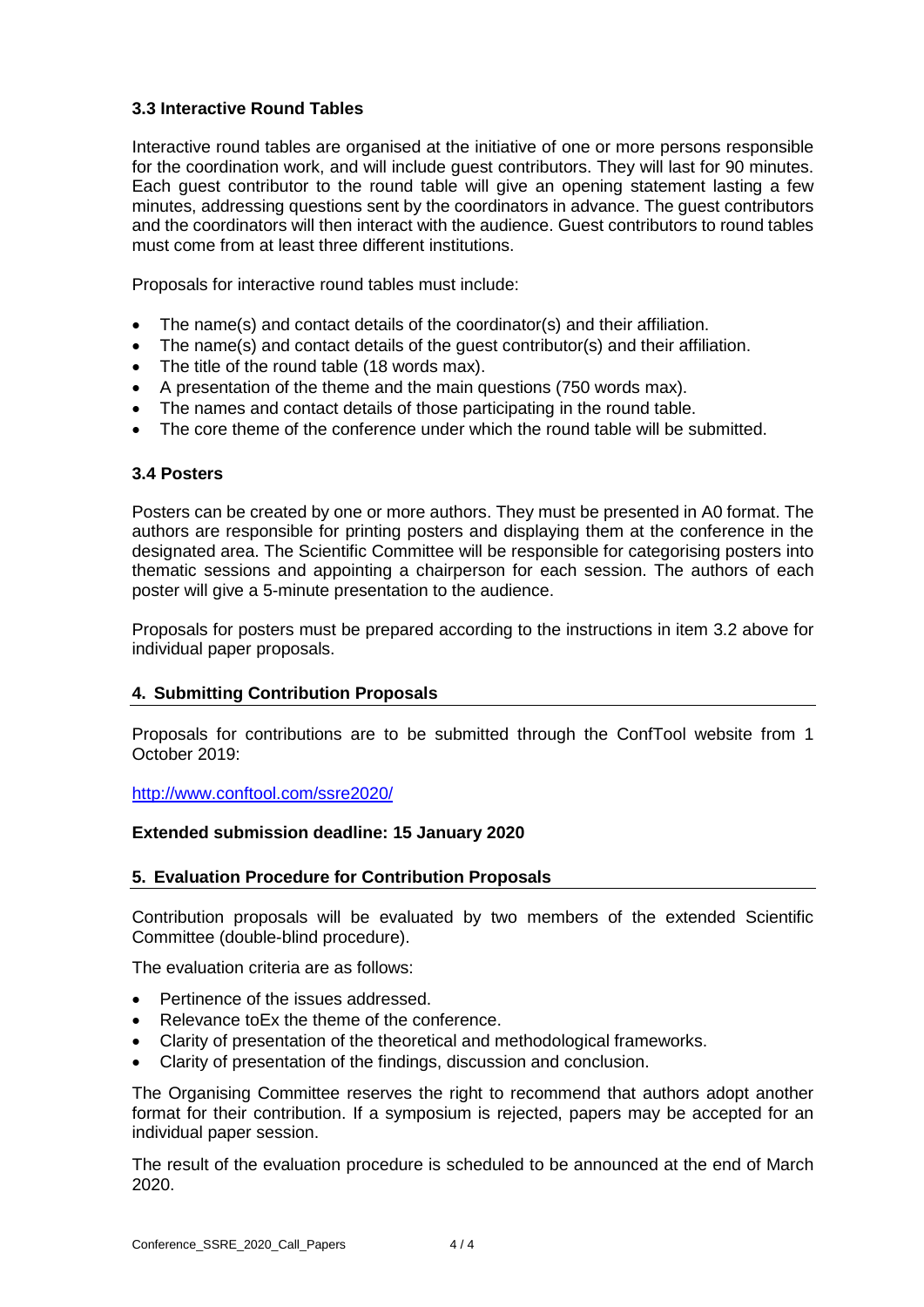### 3.3 Interactive Round Tables

Interactive round tables are organised at the initiative of one or more persons responsible for the coordination work, and will include guest contributors. They will last for 90 minutes. Each guest contributor to the round table will give an opening statement lasting a few minutes, addressing questions sent by the coordinators in advance. The guest contributors and the coordinators will then interact with the audience. Guest contributors to round tables must come from at least three different institutions.

Proposals for interactive round tables must include:

- The name(s) and contact details of the coordinator(s) and their affiliation.
- The name(s) and contact details of the guest contributor(s) and their affiliation.
- The title of the round table (18 words max).
- A presentation of the theme and the main questions (750 words max).
- The names and contact details of those participating in the round table.
- The core theme of the conference under which the round table will be submitted.

### 3.4 Posters

Posters can be created by one or more authors. They must be presented in A0 format. The authors are responsible for printing posters and displaying them at the conference in the designated area. The Scientific Committee will be responsible for categorising posters into thematic sessions and appointing a chairperson for each session. The authors of each poster will give a 5-minute presentation to the audience.

Proposals for posters must be prepared according to the instructions in item 3.2 above for individual paper proposals.

## 4. Submitting Contribution Proposals

Proposals for contributions are to be submitted through the ConfTool website from 1 October 2019:

http://www.conftool.com/ssre2020/

**Extended submission deadline: 15 January 2020**

## 5. Evaluation Procedure for Contribution Proposals

Contribution proposals will be evaluated by two members of the extended Scientific Committee (double-blind procedure).

The evaluation criteria are as follows:

- Pertinence of the issues addressed.
- Relevance toEx the theme of the conference.
- Clarity of presentation of the theoretical and methodological frameworks.
- Clarity of presentation of the findings, discussion and conclusion.

The Organising Committee reserves the right to recommend that authors adopt another format for their contribution. If a symposium is rejected, papers may be accepted for an individual paper session.

The result of the evaluation procedure is scheduled to be announced at the end of March 2020.